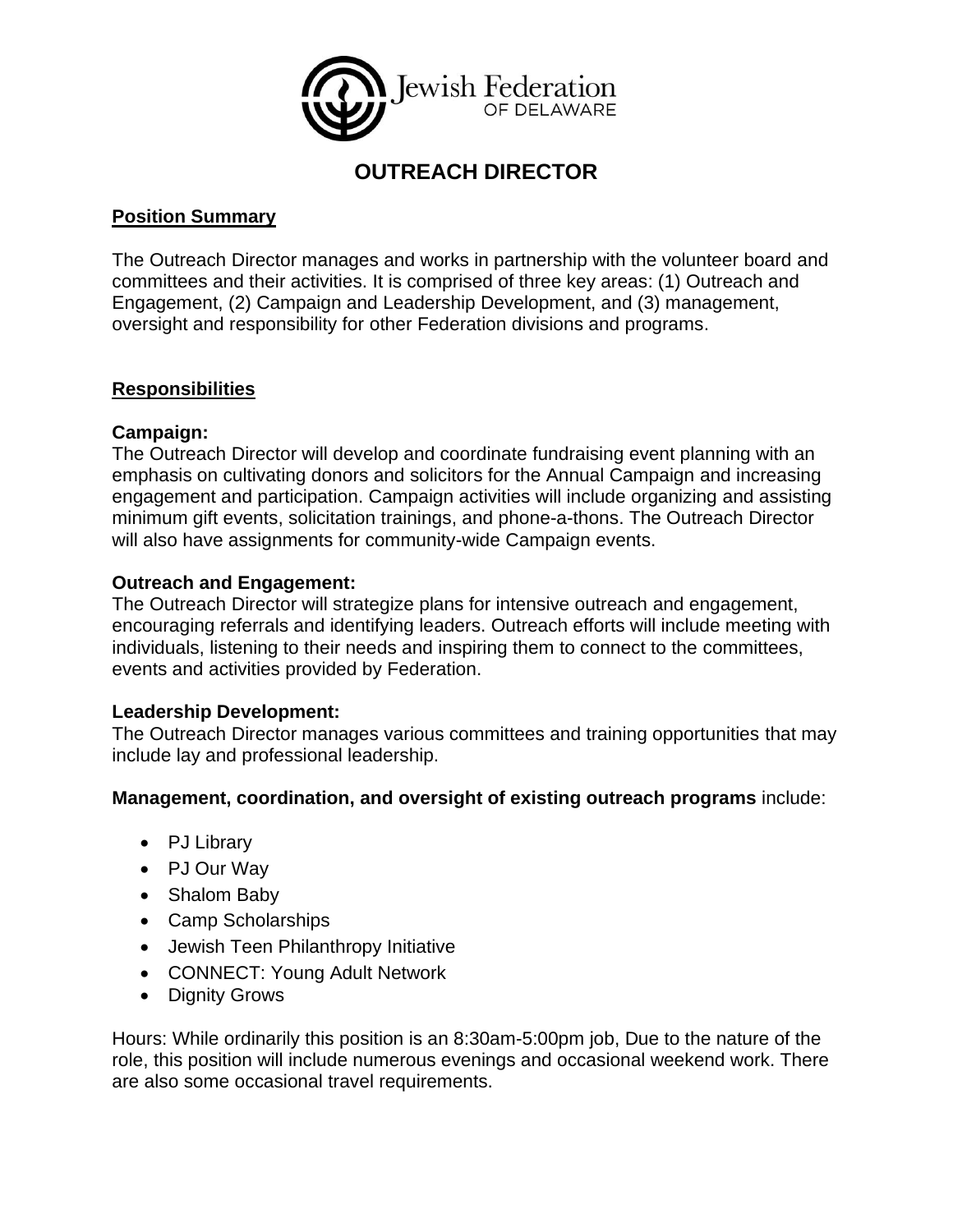Jewish Federation OF DELAWARE

# OUTREACH DIRECTOR

## Position Summary

The Outreach Director manages and works in partnership with the volunteer board and committees and their activities. It is comprised of three key areas: (1) Outreach and Engagement, (2) Campaign and Leadership Development, and (3) management, oversight and responsibility for other Federation divisions and programs.

## Responsibilities

**Campaign:**
The Outreach Director will develop and coordinate fundraising event planning with an emphasis on cultivating donors and solicitors for the Annual Campaign and increasing engagement and participation. Campaign activities will include organizing and assisting minimum gift events, solicitation trainings, and phone-a-thons. The Outreach Director will also have assignments for community-wide Campaign events.

**Outreach and Engagement:**
The Outreach Director will strategize plans for intensive outreach and engagement, encouraging referrals and identifying leaders. Outreach efforts will include meeting with individuals, listening to their needs and inspiring them to connect to the committees, events and activities provided by Federation.

**Leadership Development:**
The Outreach Director manages various committees and training opportunities that may include lay and professional leadership.

**Management, coordination, and oversight of existing outreach programs** include:

- PJ Library
- PJ Our Way
- Shalom Baby
- Camp Scholarships
- Jewish Teen Philanthropy Initiative
- CONNECT: Young Adult Network
- Dignity Grows

Hours: While ordinarily this position is an 8:30am-5:00pm job, Due to the nature of the role, this position will include numerous evenings and occasional weekend work. There are also some occasional travel requirements.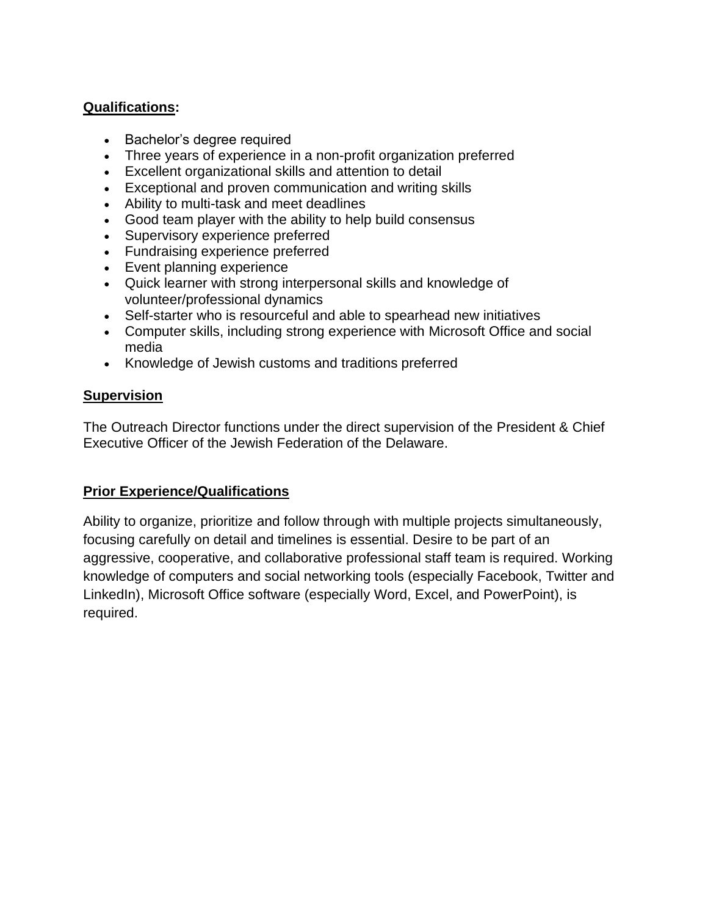**Qualifications:**

- Bachelor's degree required
- Three years of experience in a non-profit organization preferred
- Excellent organizational skills and attention to detail
- Exceptional and proven communication and writing skills
- Ability to multi-task and meet deadlines
- Good team player with the ability to help build consensus
- Supervisory experience preferred
- Fundraising experience preferred
- Event planning experience
- Quick learner with strong interpersonal skills and knowledge of volunteer/professional dynamics
- Self-starter who is resourceful and able to spearhead new initiatives
- Computer skills, including strong experience with Microsoft Office and social media
- Knowledge of Jewish customs and traditions preferred

**Supervision**

The Outreach Director functions under the direct supervision of the President & Chief Executive Officer of the Jewish Federation of the Delaware.

**Prior Experience/Qualifications**

Ability to organize, prioritize and follow through with multiple projects simultaneously, focusing carefully on detail and timelines is essential. Desire to be part of an aggressive, cooperative, and collaborative professional staff team is required. Working knowledge of computers and social networking tools (especially Facebook, Twitter and LinkedIn), Microsoft Office software (especially Word, Excel, and PowerPoint), is required.